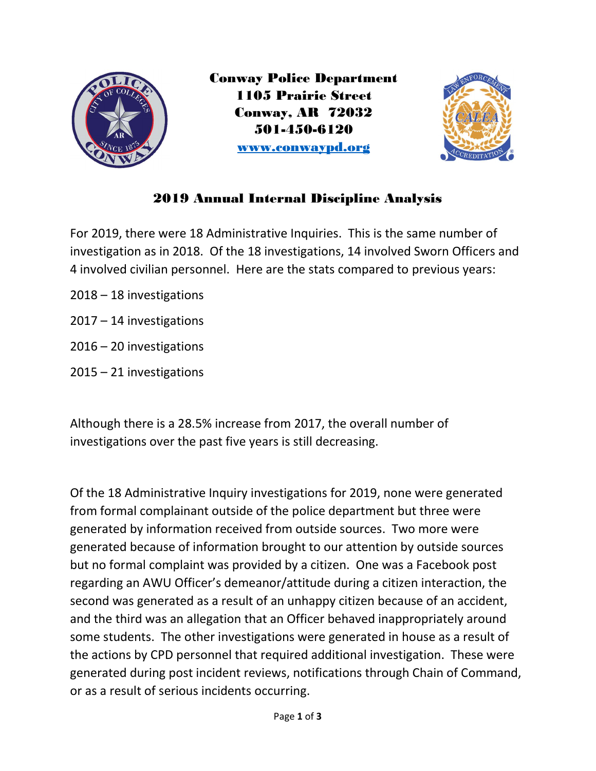**Conway Police Department**
**1105 Prairie Street**
**Conway, AR 72032**
**501-450-6120**
**www.conwaypd.org**

## 2019 Annual Internal Discipline Analysis

For 2019, there were 18 Administrative Inquiries. This is the same number of investigation as in 2018. Of the 18 investigations, 14 involved Sworn Officers and 4 involved civilian personnel. Here are the stats compared to previous years:

2018 – 18 investigations

2017 – 14 investigations

2016 – 20 investigations

2015 – 21 investigations

Although there is a 28.5% increase from 2017, the overall number of investigations over the past five years is still decreasing.

Of the 18 Administrative Inquiry investigations for 2019, none were generated from formal complainant outside of the police department but three were generated by information received from outside sources. Two more were generated because of information brought to our attention by outside sources but no formal complaint was provided by a citizen. One was a Facebook post regarding an AWU Officer's demeanor/attitude during a citizen interaction, the second was generated as a result of an unhappy citizen because of an accident, and the third was an allegation that an Officer behaved inappropriately around some students. The other investigations were generated in house as a result of the actions by CPD personnel that required additional investigation. These were generated during post incident reviews, notifications through Chain of Command, or as a result of serious incidents occurring.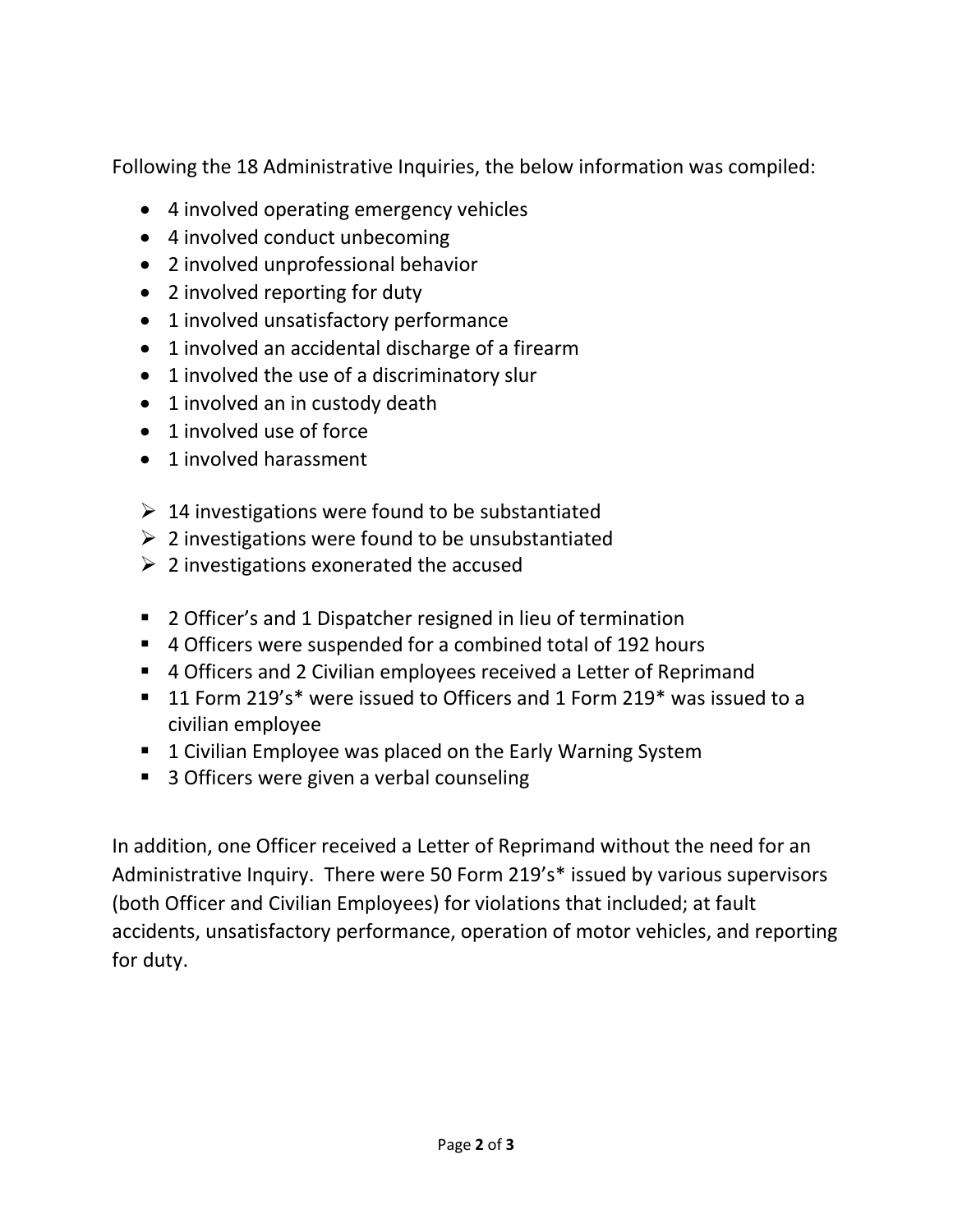Following the 18 Administrative Inquiries, the below information was compiled:

- 4 involved operating emergency vehicles
- 4 involved conduct unbecoming
- 2 involved unprofessional behavior
- 2 involved reporting for duty
- 1 involved unsatisfactory performance
- 1 involved an accidental discharge of a firearm
- 1 involved the use of a discriminatory slur
- 1 involved an in custody death
- 1 involved use of force
- 1 involved harassment

- 14 investigations were found to be substantiated
- 2 investigations were found to be unsubstantiated
- 2 investigations exonerated the accused

- 2 Officer's and 1 Dispatcher resigned in lieu of termination
- 4 Officers were suspended for a combined total of 192 hours
- 4 Officers and 2 Civilian employees received a Letter of Reprimand
- 11 Form 219's* were issued to Officers and 1 Form 219* was issued to a civilian employee
- 1 Civilian Employee was placed on the Early Warning System
- 3 Officers were given a verbal counseling

In addition, one Officer received a Letter of Reprimand without the need for an Administrative Inquiry. There were 50 Form 219's* issued by various supervisors (both Officer and Civilian Employees) for violations that included; at fault accidents, unsatisfactory performance, operation of motor vehicles, and reporting for duty.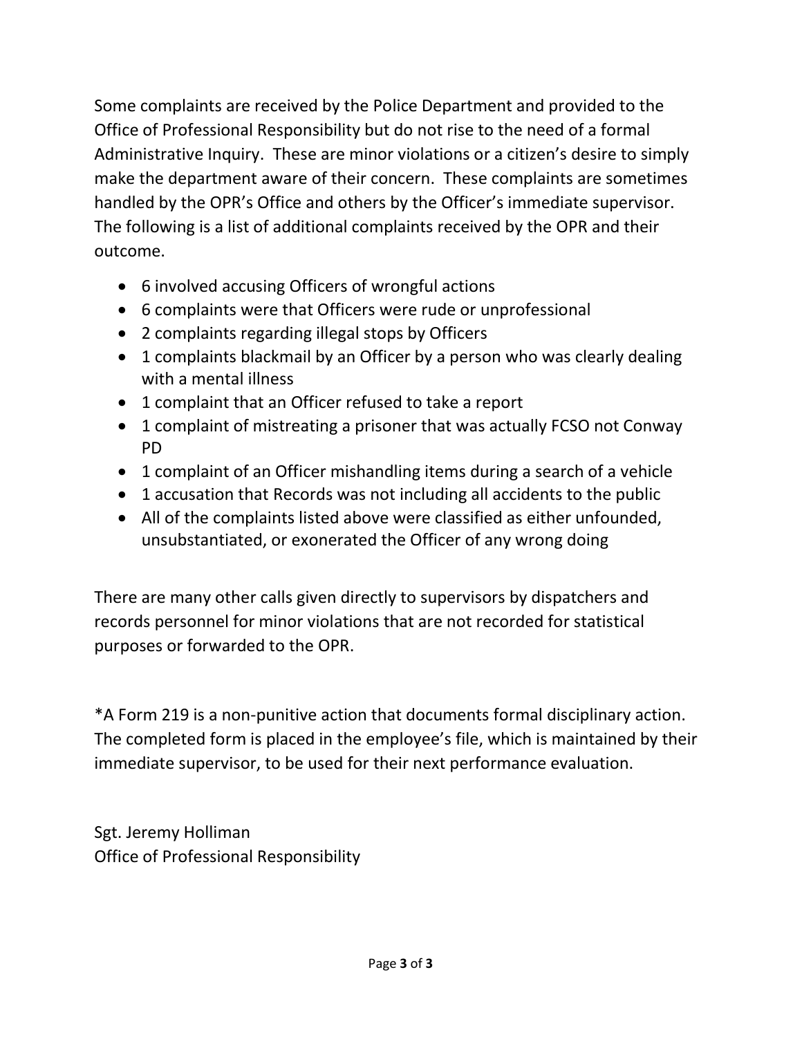Some complaints are received by the Police Department and provided to the Office of Professional Responsibility but do not rise to the need of a formal Administrative Inquiry. These are minor violations or a citizen's desire to simply make the department aware of their concern. These complaints are sometimes handled by the OPR's Office and others by the Officer's immediate supervisor. The following is a list of additional complaints received by the OPR and their outcome.

- 6 involved accusing Officers of wrongful actions
- 6 complaints were that Officers were rude or unprofessional
- 2 complaints regarding illegal stops by Officers
- 1 complaints blackmail by an Officer by a person who was clearly dealing with a mental illness
- 1 complaint that an Officer refused to take a report
- 1 complaint of mistreating a prisoner that was actually FCSO not Conway PD
- 1 complaint of an Officer mishandling items during a search of a vehicle
- 1 accusation that Records was not including all accidents to the public
- All of the complaints listed above were classified as either unfounded, unsubstantiated, or exonerated the Officer of any wrong doing

There are many other calls given directly to supervisors by dispatchers and records personnel for minor violations that are not recorded for statistical purposes or forwarded to the OPR.

*A Form 219 is a non-punitive action that documents formal disciplinary action. The completed form is placed in the employee's file, which is maintained by their immediate supervisor, to be used for their next performance evaluation.

Sgt. Jeremy Holliman
Office of Professional Responsibility